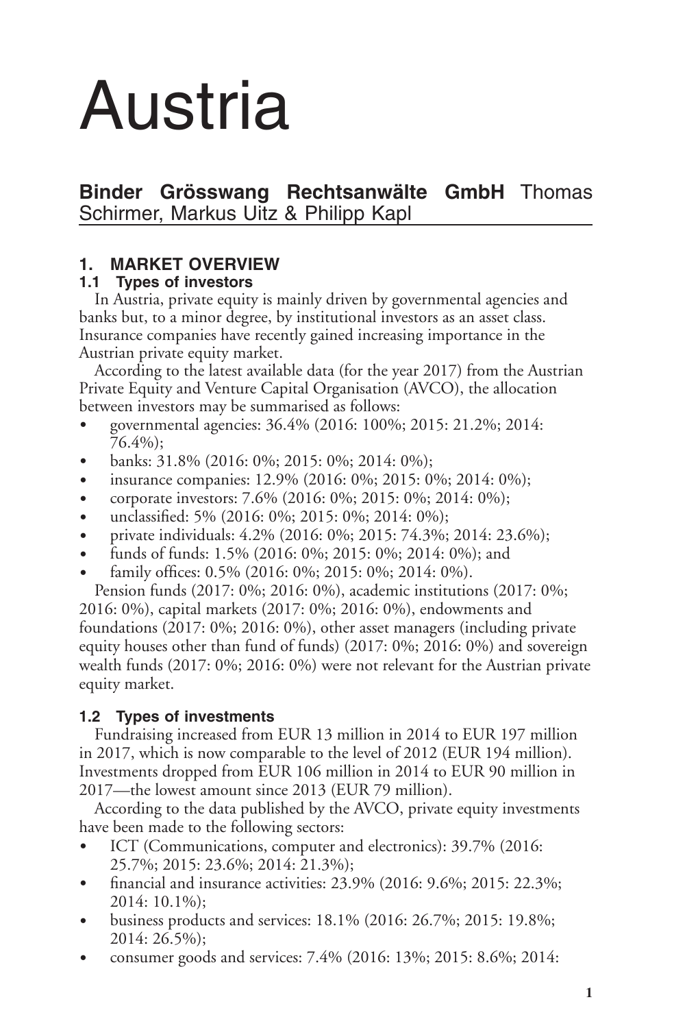# Austria

**Binder Grösswang Rechtsanwälte GmbH** Thomas Schirmer, Markus Uitz & Philipp Kapl

## 1. MARKET OVERVIEW

### 1.1 Types of investors

In Austria, private equity is mainly driven by governmental agencies and banks but, to a minor degree, by institutional investors as an asset class. Insurance companies have recently gained increasing importance in the Austrian private equity market.

According to the latest available data (for the year 2017) from the Austrian Private Equity and Venture Capital Organisation (AVCO), the allocation between investors may be summarised as follows:

- governmental agencies: 36.4% (2016: 100%; 2015: 21.2%; 2014: 76.4%);
- banks: 31.8% (2016: 0%; 2015: 0%; 2014: 0%);
- insurance companies: 12.9% (2016: 0%; 2015: 0%; 2014: 0%);
- corporate investors: 7.6% (2016: 0%; 2015: 0%; 2014: 0%);
- unclassified: 5% (2016: 0%; 2015: 0%; 2014: 0%);
- private individuals: 4.2% (2016: 0%; 2015: 74.3%; 2014: 23.6%);
- funds of funds: 1.5% (2016: 0%; 2015: 0%; 2014: 0%); and
- family offices: 0.5% (2016: 0%; 2015: 0%; 2014: 0%).

Pension funds (2017: 0%; 2016: 0%), academic institutions (2017: 0%; 2016: 0%), capital markets (2017: 0%; 2016: 0%), endowments and foundations (2017: 0%; 2016: 0%), other asset managers (including private equity houses other than fund of funds) (2017: 0%; 2016: 0%) and sovereign wealth funds (2017: 0%; 2016: 0%) were not relevant for the Austrian private equity market.

### 1.2 Types of investments

Fundraising increased from EUR 13 million in 2014 to EUR 197 million in 2017, which is now comparable to the level of 2012 (EUR 194 million). Investments dropped from EUR 106 million in 2014 to EUR 90 million in 2017—the lowest amount since 2013 (EUR 79 million).

According to the data published by the AVCO, private equity investments have been made to the following sectors:

- ICT (Communications, computer and electronics): 39.7% (2016: 25.7%; 2015: 23.6%; 2014: 21.3%);
- financial and insurance activities: 23.9% (2016: 9.6%; 2015: 22.3%; 2014: 10.1%);
- business products and services: 18.1% (2016: 26.7%; 2015: 19.8%; 2014: 26.5%);
- consumer goods and services: 7.4% (2016: 13%; 2015: 8.6%; 2014: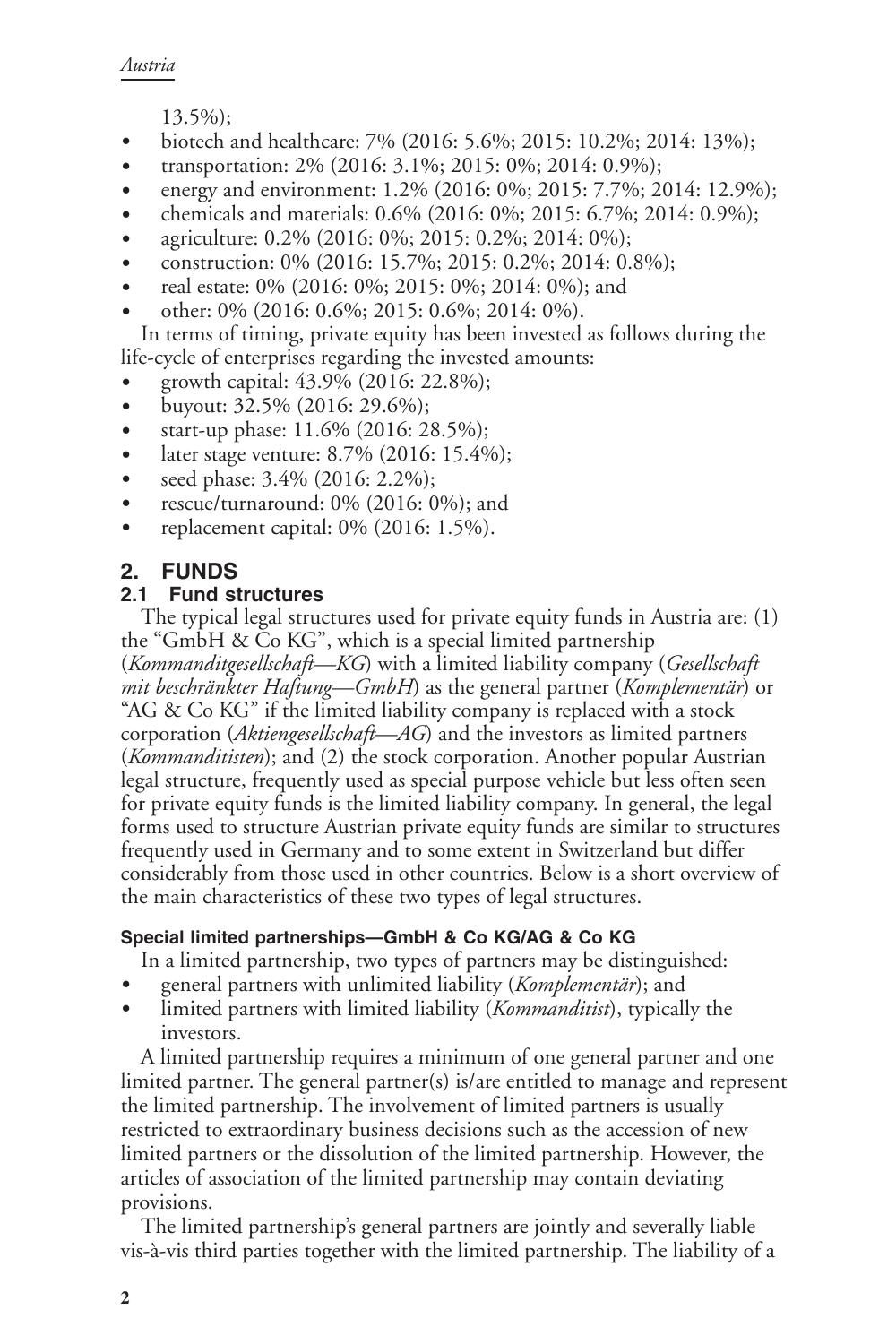13.5%);

- biotech and healthcare: 7% (2016: 5.6%; 2015: 10.2%; 2014: 13%);
- transportation: 2% (2016: 3.1%; 2015: 0%; 2014: 0.9%);
- energy and environment: 1.2% (2016: 0%; 2015: 7.7%; 2014: 12.9%);
- chemicals and materials: 0.6% (2016: 0%; 2015: 6.7%; 2014: 0.9%);
- agriculture: 0.2% (2016: 0%; 2015: 0.2%; 2014: 0%);
- construction: 0% (2016: 15.7%; 2015: 0.2%; 2014: 0.8%);
- real estate: 0% (2016: 0%; 2015: 0%; 2014: 0%); and
- other: 0% (2016: 0.6%; 2015: 0.6%; 2014: 0%).

In terms of timing, private equity has been invested as follows during the life-cycle of enterprises regarding the invested amounts:

- growth capital: 43.9% (2016: 22.8%);
- buyout: 32.5% (2016: 29.6%);
- start-up phase: 11.6% (2016: 28.5%);
- later stage venture: 8.7% (2016: 15.4%);
- seed phase: 3.4% (2016: 2.2%);
- rescue/turnaround: 0% (2016: 0%); and
- replacement capital: 0% (2016: 1.5%).

## 2. FUNDS

### 2.1 Fund structures

The typical legal structures used for private equity funds in Austria are: (1) the "GmbH & Co KG", which is a special limited partnership (*Kommanditgesellschaft—KG*) with a limited liability company (*Gesellschaft mit beschränkter Haftung—GmbH*) as the general partner (*Komplementär*) or "AG & Co KG" if the limited liability company is replaced with a stock corporation (*Aktiengesellschaft—AG*) and the investors as limited partners (*Kommanditisten*); and (2) the stock corporation. Another popular Austrian legal structure, frequently used as special purpose vehicle but less often seen for private equity funds is the limited liability company. In general, the legal forms used to structure Austrian private equity funds are similar to structures frequently used in Germany and to some extent in Switzerland but differ considerably from those used in other countries. Below is a short overview of the main characteristics of these two types of legal structures.

#### Special limited partnerships—GmbH & Co KG/AG & Co KG

In a limited partnership, two types of partners may be distinguished:

- general partners with unlimited liability (*Komplementär*); and
- limited partners with limited liability (*Kommanditist*), typically the investors.

A limited partnership requires a minimum of one general partner and one limited partner. The general partner(s) is/are entitled to manage and represent the limited partnership. The involvement of limited partners is usually restricted to extraordinary business decisions such as the accession of new limited partners or the dissolution of the limited partnership. However, the articles of association of the limited partnership may contain deviating provisions.

The limited partnership's general partners are jointly and severally liable vis-à-vis third parties together with the limited partnership. The liability of a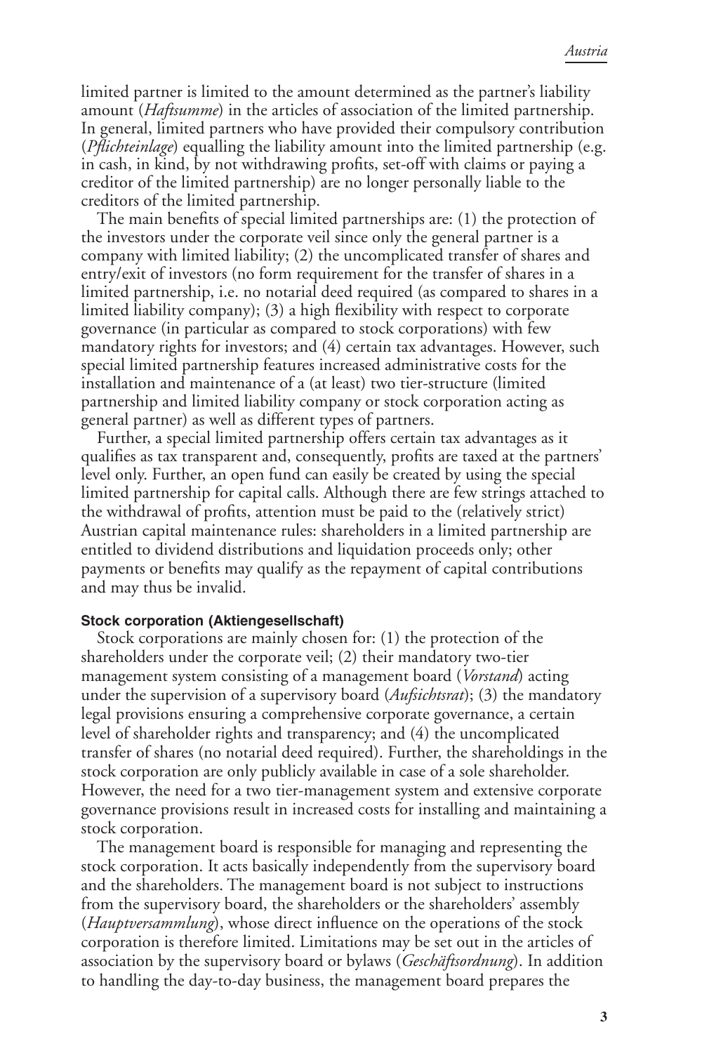limited partner is limited to the amount determined as the partner's liability amount (*Haftsumme*) in the articles of association of the limited partnership. In general, limited partners who have provided their compulsory contribution (*Pflichteinlage*) equalling the liability amount into the limited partnership (e.g. in cash, in kind, by not withdrawing profits, set-off with claims or paying a creditor of the limited partnership) are no longer personally liable to the creditors of the limited partnership.

The main benefits of special limited partnerships are: (1) the protection of the investors under the corporate veil since only the general partner is a company with limited liability; (2) the uncomplicated transfer of shares and entry/exit of investors (no form requirement for the transfer of shares in a limited partnership, i.e. no notarial deed required (as compared to shares in a limited liability company); (3) a high flexibility with respect to corporate governance (in particular as compared to stock corporations) with few mandatory rights for investors; and (4) certain tax advantages. However, such special limited partnership features increased administrative costs for the installation and maintenance of a (at least) two tier-structure (limited partnership and limited liability company or stock corporation acting as general partner) as well as different types of partners.

Further, a special limited partnership offers certain tax advantages as it qualifies as tax transparent and, consequently, profits are taxed at the partners' level only. Further, an open fund can easily be created by using the special limited partnership for capital calls. Although there are few strings attached to the withdrawal of profits, attention must be paid to the (relatively strict) Austrian capital maintenance rules: shareholders in a limited partnership are entitled to dividend distributions and liquidation proceeds only; other payments or benefits may qualify as the repayment of capital contributions and may thus be invalid.

#### Stock corporation (Aktiengesellschaft)

Stock corporations are mainly chosen for: (1) the protection of the shareholders under the corporate veil; (2) their mandatory two-tier management system consisting of a management board (*Vorstand*) acting under the supervision of a supervisory board (*Aufsichtsrat*); (3) the mandatory legal provisions ensuring a comprehensive corporate governance, a certain level of shareholder rights and transparency; and (4) the uncomplicated transfer of shares (no notarial deed required). Further, the shareholdings in the stock corporation are only publicly available in case of a sole shareholder. However, the need for a two tier-management system and extensive corporate governance provisions result in increased costs for installing and maintaining a stock corporation.

The management board is responsible for managing and representing the stock corporation. It acts basically independently from the supervisory board and the shareholders. The management board is not subject to instructions from the supervisory board, the shareholders or the shareholders' assembly (*Hauptversammlung*), whose direct influence on the operations of the stock corporation is therefore limited. Limitations may be set out in the articles of association by the supervisory board or bylaws (*Geschäftsordnung*). In addition to handling the day-to-day business, the management board prepares the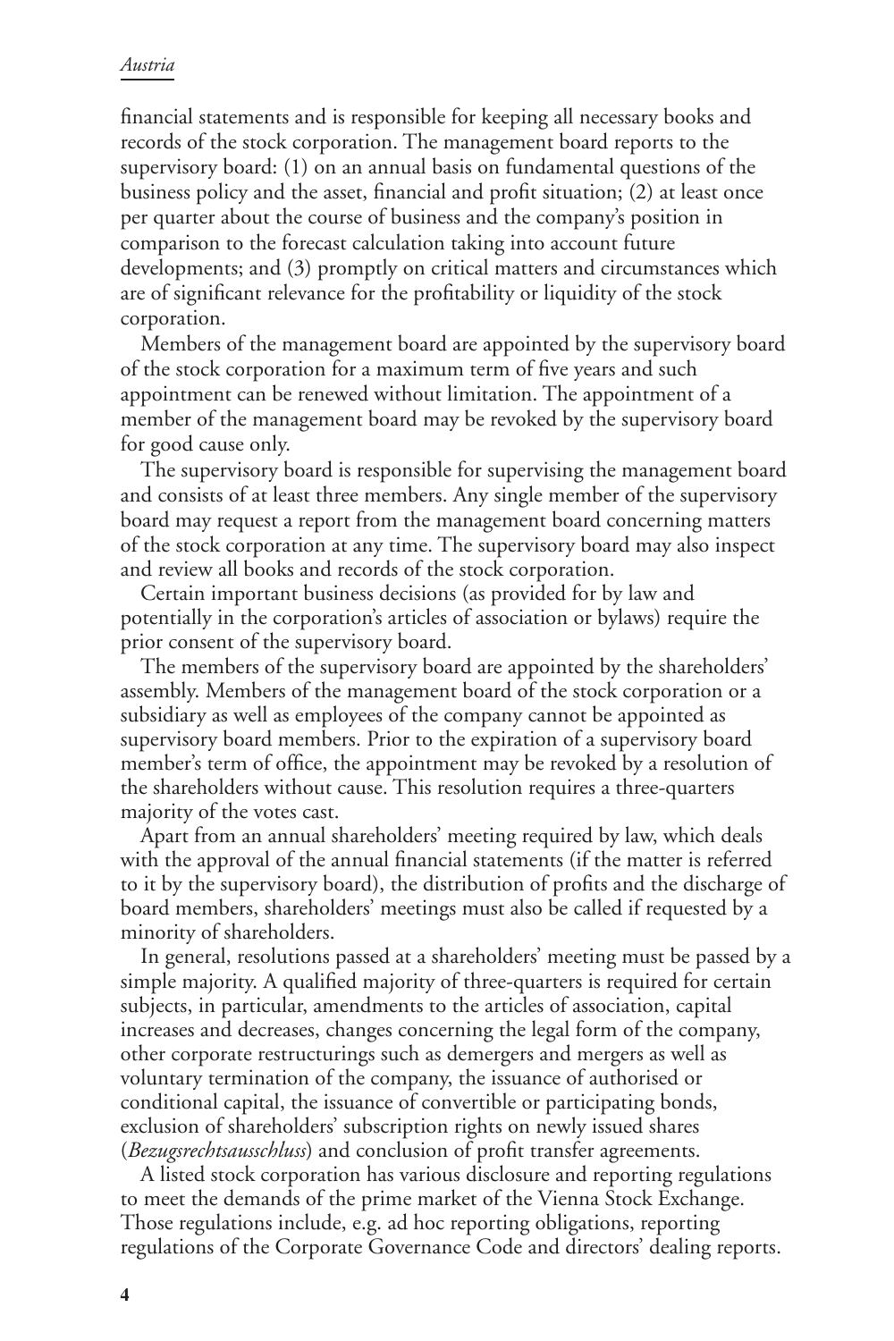financial statements and is responsible for keeping all necessary books and records of the stock corporation. The management board reports to the supervisory board: (1) on an annual basis on fundamental questions of the business policy and the asset, financial and profit situation; (2) at least once per quarter about the course of business and the company's position in comparison to the forecast calculation taking into account future developments; and (3) promptly on critical matters and circumstances which are of significant relevance for the profitability or liquidity of the stock corporation.

Members of the management board are appointed by the supervisory board of the stock corporation for a maximum term of five years and such appointment can be renewed without limitation. The appointment of a member of the management board may be revoked by the supervisory board for good cause only.

The supervisory board is responsible for supervising the management board and consists of at least three members. Any single member of the supervisory board may request a report from the management board concerning matters of the stock corporation at any time. The supervisory board may also inspect and review all books and records of the stock corporation.

Certain important business decisions (as provided for by law and potentially in the corporation's articles of association or bylaws) require the prior consent of the supervisory board.

The members of the supervisory board are appointed by the shareholders' assembly. Members of the management board of the stock corporation or a subsidiary as well as employees of the company cannot be appointed as supervisory board members. Prior to the expiration of a supervisory board member's term of office, the appointment may be revoked by a resolution of the shareholders without cause. This resolution requires a three-quarters majority of the votes cast.

Apart from an annual shareholders' meeting required by law, which deals with the approval of the annual financial statements (if the matter is referred to it by the supervisory board), the distribution of profits and the discharge of board members, shareholders' meetings must also be called if requested by a minority of shareholders.

In general, resolutions passed at a shareholders' meeting must be passed by a simple majority. A qualified majority of three-quarters is required for certain subjects, in particular, amendments to the articles of association, capital increases and decreases, changes concerning the legal form of the company, other corporate restructurings such as demergers and mergers as well as voluntary termination of the company, the issuance of authorised or conditional capital, the issuance of convertible or participating bonds, exclusion of shareholders' subscription rights on newly issued shares (*Bezugsrechtsausschluss*) and conclusion of profit transfer agreements.

A listed stock corporation has various disclosure and reporting regulations to meet the demands of the prime market of the Vienna Stock Exchange. Those regulations include, e.g. ad hoc reporting obligations, reporting regulations of the Corporate Governance Code and directors' dealing reports.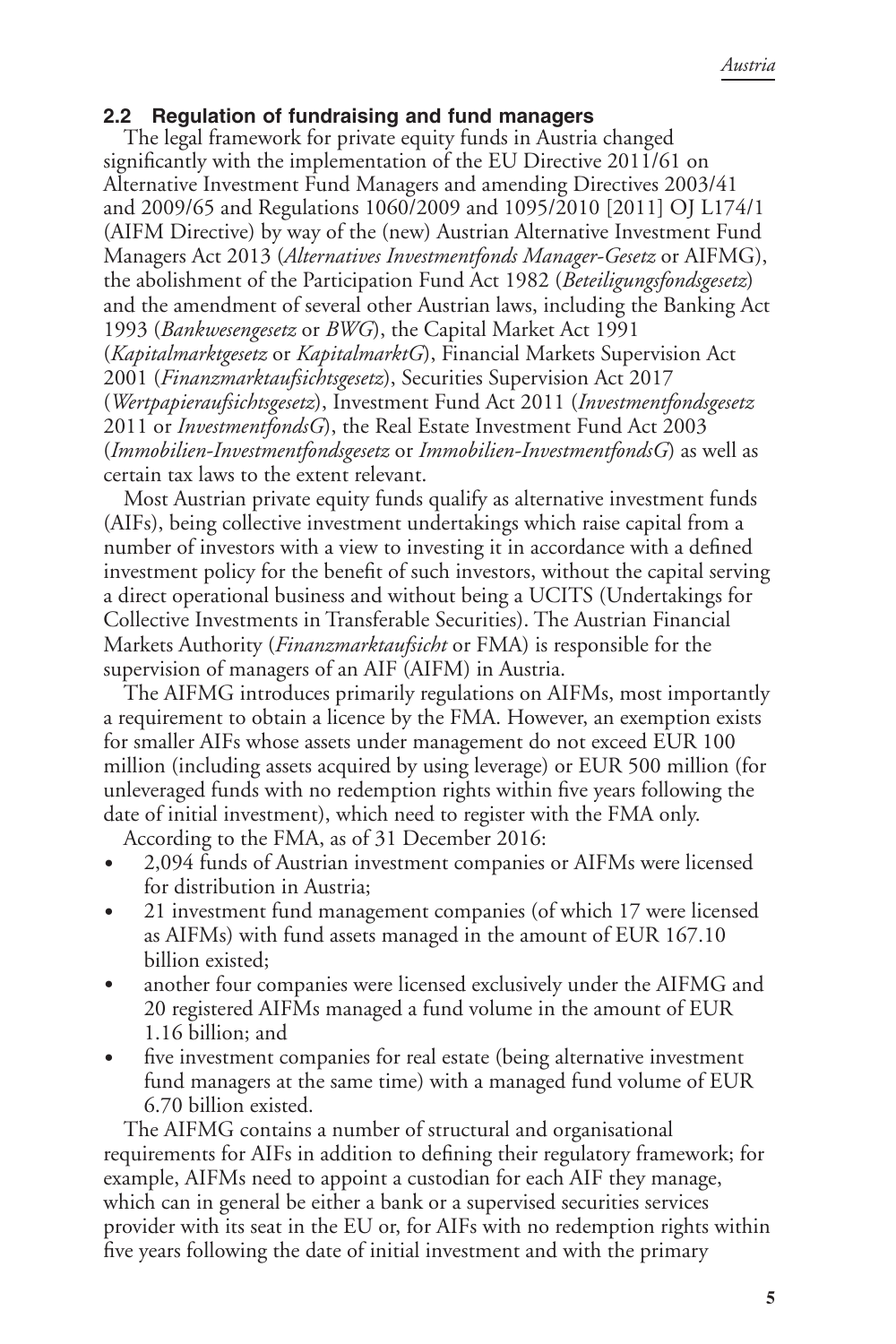### 2.2 Regulation of fundraising and fund managers

The legal framework for private equity funds in Austria changed significantly with the implementation of the EU Directive 2011/61 on Alternative Investment Fund Managers and amending Directives 2003/41 and 2009/65 and Regulations 1060/2009 and 1095/2010 [2011] OJ L174/1 (AIFM Directive) by way of the (new) Austrian Alternative Investment Fund Managers Act 2013 (*Alternatives Investmentfonds Manager-Gesetz* or AIFMG), the abolishment of the Participation Fund Act 1982 (*Beteiligungsfondsgesetz*) and the amendment of several other Austrian laws, including the Banking Act 1993 (*Bankwesengesetz* or *BWG*), the Capital Market Act 1991 (*Kapitalmarktgesetz* or *KapitalmarktG*), Financial Markets Supervision Act 2001 (*Finanzmarktaufsichtsgesetz*), Securities Supervision Act 2017 (*Wertpapieraufsichtsgesetz*), Investment Fund Act 2011 (*Investmentfondsgesetz* 2011 or *InvestmentfondsG*), the Real Estate Investment Fund Act 2003 (*Immobilien-Investmentfondsgesetz* or *Immobilien-InvestmentfondsG*) as well as certain tax laws to the extent relevant.

Most Austrian private equity funds qualify as alternative investment funds (AIFs), being collective investment undertakings which raise capital from a number of investors with a view to investing it in accordance with a defined investment policy for the benefit of such investors, without the capital serving a direct operational business and without being a UCITS (Undertakings for Collective Investments in Transferable Securities). The Austrian Financial Markets Authority (*Finanzmarktaufsicht* or FMA) is responsible for the supervision of managers of an AIF (AIFM) in Austria.

The AIFMG introduces primarily regulations on AIFMs, most importantly a requirement to obtain a licence by the FMA. However, an exemption exists for smaller AIFs whose assets under management do not exceed EUR 100 million (including assets acquired by using leverage) or EUR 500 million (for unleveraged funds with no redemption rights within five years following the date of initial investment), which need to register with the FMA only.

According to the FMA, as of 31 December 2016:

- 2,094 funds of Austrian investment companies or AIFMs were licensed for distribution in Austria;
- 21 investment fund management companies (of which 17 were licensed as AIFMs) with fund assets managed in the amount of EUR 167.10 billion existed;
- another four companies were licensed exclusively under the AIFMG and 20 registered AIFMs managed a fund volume in the amount of EUR 1.16 billion; and
- five investment companies for real estate (being alternative investment fund managers at the same time) with a managed fund volume of EUR 6.70 billion existed.

The AIFMG contains a number of structural and organisational requirements for AIFs in addition to defining their regulatory framework; for example, AIFMs need to appoint a custodian for each AIF they manage, which can in general be either a bank or a supervised securities services provider with its seat in the EU or, for AIFs with no redemption rights within five years following the date of initial investment and with the primary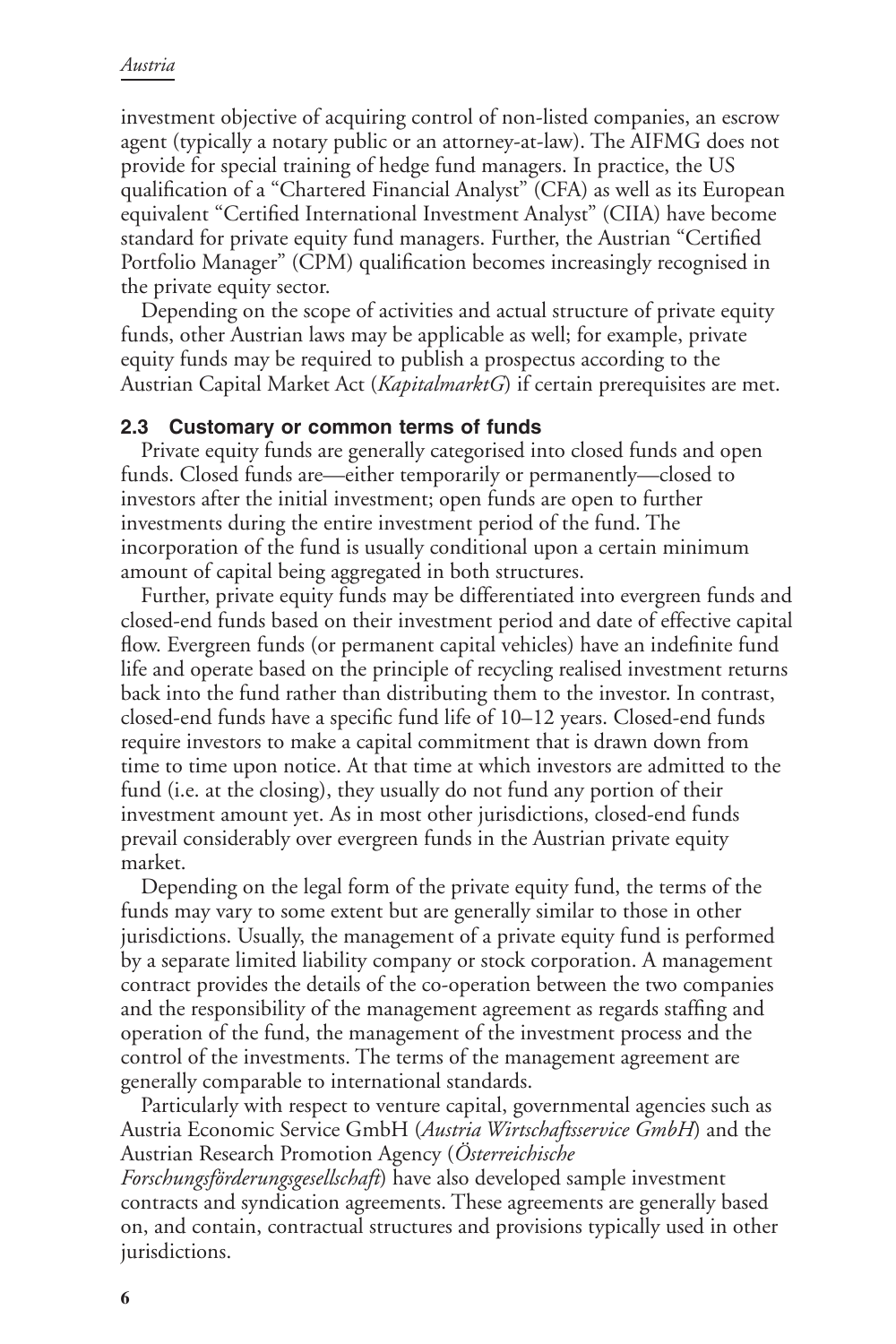investment objective of acquiring control of non-listed companies, an escrow agent (typically a notary public or an attorney-at-law). The AIFMG does not provide for special training of hedge fund managers. In practice, the US qualification of a "Chartered Financial Analyst" (CFA) as well as its European equivalent "Certified International Investment Analyst" (CIIA) have become standard for private equity fund managers. Further, the Austrian "Certified Portfolio Manager" (CPM) qualification becomes increasingly recognised in the private equity sector.

Depending on the scope of activities and actual structure of private equity funds, other Austrian laws may be applicable as well; for example, private equity funds may be required to publish a prospectus according to the Austrian Capital Market Act (*KapitalmarktG*) if certain prerequisites are met.

### 2.3 Customary or common terms of funds

Private equity funds are generally categorised into closed funds and open funds. Closed funds are—either temporarily or permanently—closed to investors after the initial investment; open funds are open to further investments during the entire investment period of the fund. The incorporation of the fund is usually conditional upon a certain minimum amount of capital being aggregated in both structures.

Further, private equity funds may be differentiated into evergreen funds and closed-end funds based on their investment period and date of effective capital flow. Evergreen funds (or permanent capital vehicles) have an indefinite fund life and operate based on the principle of recycling realised investment returns back into the fund rather than distributing them to the investor. In contrast, closed-end funds have a specific fund life of 10–12 years. Closed-end funds require investors to make a capital commitment that is drawn down from time to time upon notice. At that time at which investors are admitted to the fund (i.e. at the closing), they usually do not fund any portion of their investment amount yet. As in most other jurisdictions, closed-end funds prevail considerably over evergreen funds in the Austrian private equity market.

Depending on the legal form of the private equity fund, the terms of the funds may vary to some extent but are generally similar to those in other jurisdictions. Usually, the management of a private equity fund is performed by a separate limited liability company or stock corporation. A management contract provides the details of the co-operation between the two companies and the responsibility of the management agreement as regards staffing and operation of the fund, the management of the investment process and the control of the investments. The terms of the management agreement are generally comparable to international standards.

Particularly with respect to venture capital, governmental agencies such as Austria Economic Service GmbH (*Austria Wirtschaftsservice GmbH*) and the Austrian Research Promotion Agency (*Österreichische Forschungsförderungsgesellschaft*) have also developed sample investment contracts and syndication agreements. These agreements are generally based on, and contain, contractual structures and provisions typically used in other jurisdictions.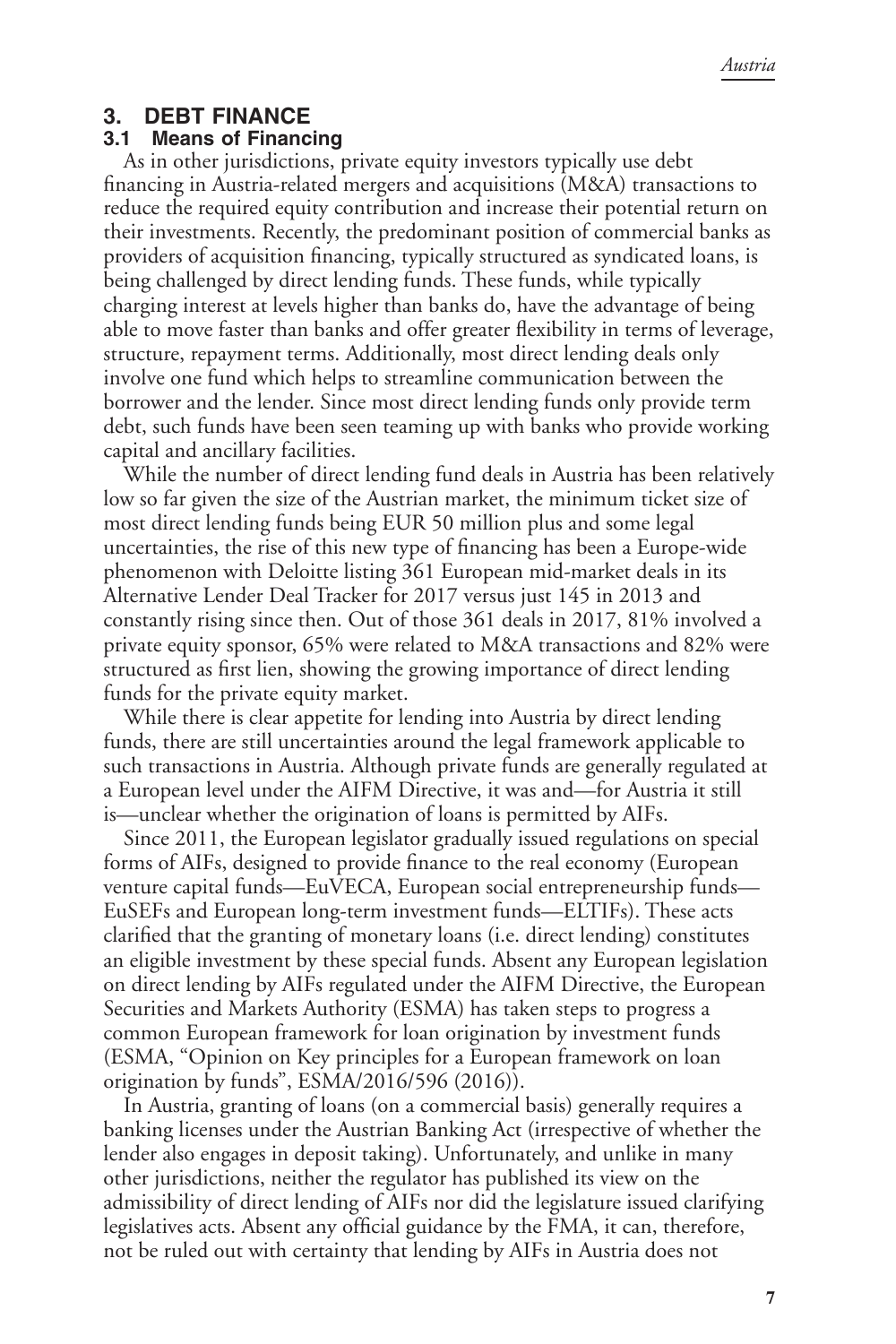## 3. DEBT FINANCE

### 3.1 Means of Financing

As in other jurisdictions, private equity investors typically use debt financing in Austria-related mergers and acquisitions (M&A) transactions to reduce the required equity contribution and increase their potential return on their investments. Recently, the predominant position of commercial banks as providers of acquisition financing, typically structured as syndicated loans, is being challenged by direct lending funds. These funds, while typically charging interest at levels higher than banks do, have the advantage of being able to move faster than banks and offer greater flexibility in terms of leverage, structure, repayment terms. Additionally, most direct lending deals only involve one fund which helps to streamline communication between the borrower and the lender. Since most direct lending funds only provide term debt, such funds have been seen teaming up with banks who provide working capital and ancillary facilities.

While the number of direct lending fund deals in Austria has been relatively low so far given the size of the Austrian market, the minimum ticket size of most direct lending funds being EUR 50 million plus and some legal uncertainties, the rise of this new type of financing has been a Europe-wide phenomenon with Deloitte listing 361 European mid-market deals in its Alternative Lender Deal Tracker for 2017 versus just 145 in 2013 and constantly rising since then. Out of those 361 deals in 2017, 81% involved a private equity sponsor, 65% were related to M&A transactions and 82% were structured as first lien, showing the growing importance of direct lending funds for the private equity market.

While there is clear appetite for lending into Austria by direct lending funds, there are still uncertainties around the legal framework applicable to such transactions in Austria. Although private funds are generally regulated at a European level under the AIFM Directive, it was and—for Austria it still is—unclear whether the origination of loans is permitted by AIFs.

Since 2011, the European legislator gradually issued regulations on special forms of AIFs, designed to provide finance to the real economy (European venture capital funds—EuVECA, European social entrepreneurship funds—EuSEFs and European long-term investment funds—ELTIFs). These acts clarified that the granting of monetary loans (i.e. direct lending) constitutes an eligible investment by these special funds. Absent any European legislation on direct lending by AIFs regulated under the AIFM Directive, the European Securities and Markets Authority (ESMA) has taken steps to progress a common European framework for loan origination by investment funds (ESMA, "Opinion on Key principles for a European framework on loan origination by funds", ESMA/2016/596 (2016)).

In Austria, granting of loans (on a commercial basis) generally requires a banking licenses under the Austrian Banking Act (irrespective of whether the lender also engages in deposit taking). Unfortunately, and unlike in many other jurisdictions, neither the regulator has published its view on the admissibility of direct lending of AIFs nor did the legislature issued clarifying legislatives acts. Absent any official guidance by the FMA, it can, therefore, not be ruled out with certainty that lending by AIFs in Austria does not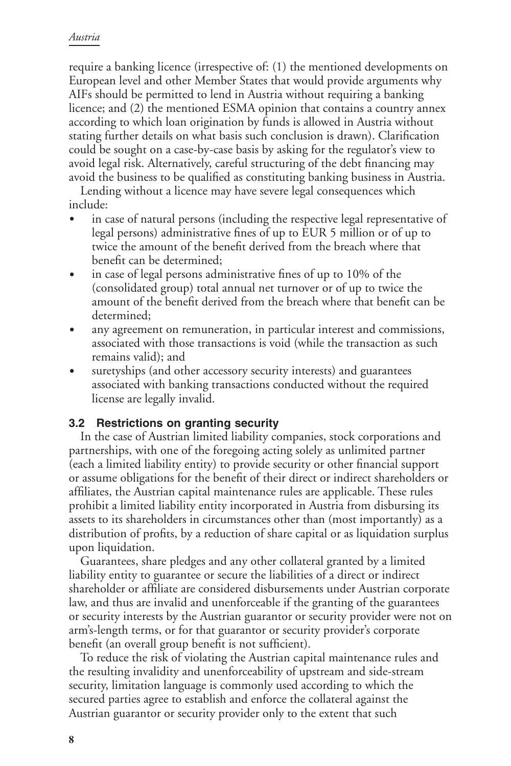require a banking licence (irrespective of: (1) the mentioned developments on European level and other Member States that would provide arguments why AIFs should be permitted to lend in Austria without requiring a banking licence; and (2) the mentioned ESMA opinion that contains a country annex according to which loan origination by funds is allowed in Austria without stating further details on what basis such conclusion is drawn). Clarification could be sought on a case-by-case basis by asking for the regulator's view to avoid legal risk. Alternatively, careful structuring of the debt financing may avoid the business to be qualified as constituting banking business in Austria.

Lending without a licence may have severe legal consequences which include:

- in case of natural persons (including the respective legal representative of legal persons) administrative fines of up to EUR 5 million or of up to twice the amount of the benefit derived from the breach where that benefit can be determined;
- in case of legal persons administrative fines of up to 10% of the (consolidated group) total annual net turnover or of up to twice the amount of the benefit derived from the breach where that benefit can be determined;
- any agreement on remuneration, in particular interest and commissions, associated with those transactions is void (while the transaction as such remains valid); and
- suretyships (and other accessory security interests) and guarantees associated with banking transactions conducted without the required license are legally invalid.

### 3.2 Restrictions on granting security

In the case of Austrian limited liability companies, stock corporations and partnerships, with one of the foregoing acting solely as unlimited partner (each a limited liability entity) to provide security or other financial support or assume obligations for the benefit of their direct or indirect shareholders or affiliates, the Austrian capital maintenance rules are applicable. These rules prohibit a limited liability entity incorporated in Austria from disbursing its assets to its shareholders in circumstances other than (most importantly) as a distribution of profits, by a reduction of share capital or as liquidation surplus upon liquidation.

Guarantees, share pledges and any other collateral granted by a limited liability entity to guarantee or secure the liabilities of a direct or indirect shareholder or affiliate are considered disbursements under Austrian corporate law, and thus are invalid and unenforceable if the granting of the guarantees or security interests by the Austrian guarantor or security provider were not on arm's-length terms, or for that guarantor or security provider's corporate benefit (an overall group benefit is not sufficient).

To reduce the risk of violating the Austrian capital maintenance rules and the resulting invalidity and unenforceability of upstream and side-stream security, limitation language is commonly used according to which the secured parties agree to establish and enforce the collateral against the Austrian guarantor or security provider only to the extent that such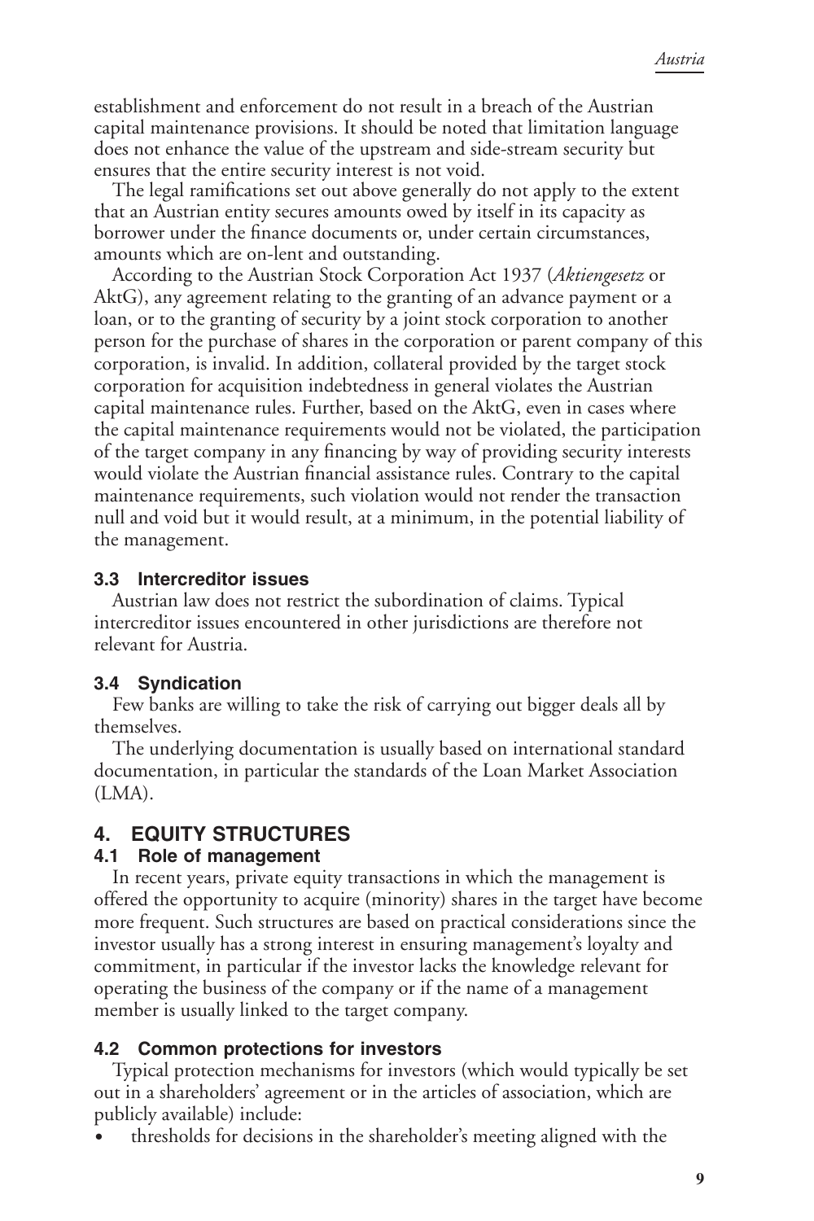establishment and enforcement do not result in a breach of the Austrian capital maintenance provisions. It should be noted that limitation language does not enhance the value of the upstream and side-stream security but ensures that the entire security interest is not void.

The legal ramifications set out above generally do not apply to the extent that an Austrian entity secures amounts owed by itself in its capacity as borrower under the finance documents or, under certain circumstances, amounts which are on-lent and outstanding.

According to the Austrian Stock Corporation Act 1937 (*Aktiengesetz* or AktG), any agreement relating to the granting of an advance payment or a loan, or to the granting of security by a joint stock corporation to another person for the purchase of shares in the corporation or parent company of this corporation, is invalid. In addition, collateral provided by the target stock corporation for acquisition indebtedness in general violates the Austrian capital maintenance rules. Further, based on the AktG, even in cases where the capital maintenance requirements would not be violated, the participation of the target company in any financing by way of providing security interests would violate the Austrian financial assistance rules. Contrary to the capital maintenance requirements, such violation would not render the transaction null and void but it would result, at a minimum, in the potential liability of the management.

### 3.3 Intercreditor issues

Austrian law does not restrict the subordination of claims. Typical intercreditor issues encountered in other jurisdictions are therefore not relevant for Austria.

### 3.4 Syndication

Few banks are willing to take the risk of carrying out bigger deals all by themselves.

The underlying documentation is usually based on international standard documentation, in particular the standards of the Loan Market Association (LMA).

## 4. EQUITY STRUCTURES

### 4.1 Role of management

In recent years, private equity transactions in which the management is offered the opportunity to acquire (minority) shares in the target have become more frequent. Such structures are based on practical considerations since the investor usually has a strong interest in ensuring management's loyalty and commitment, in particular if the investor lacks the knowledge relevant for operating the business of the company or if the name of a management member is usually linked to the target company.

### 4.2 Common protections for investors

Typical protection mechanisms for investors (which would typically be set out in a shareholders' agreement or in the articles of association, which are publicly available) include:

- thresholds for decisions in the shareholder's meeting aligned with the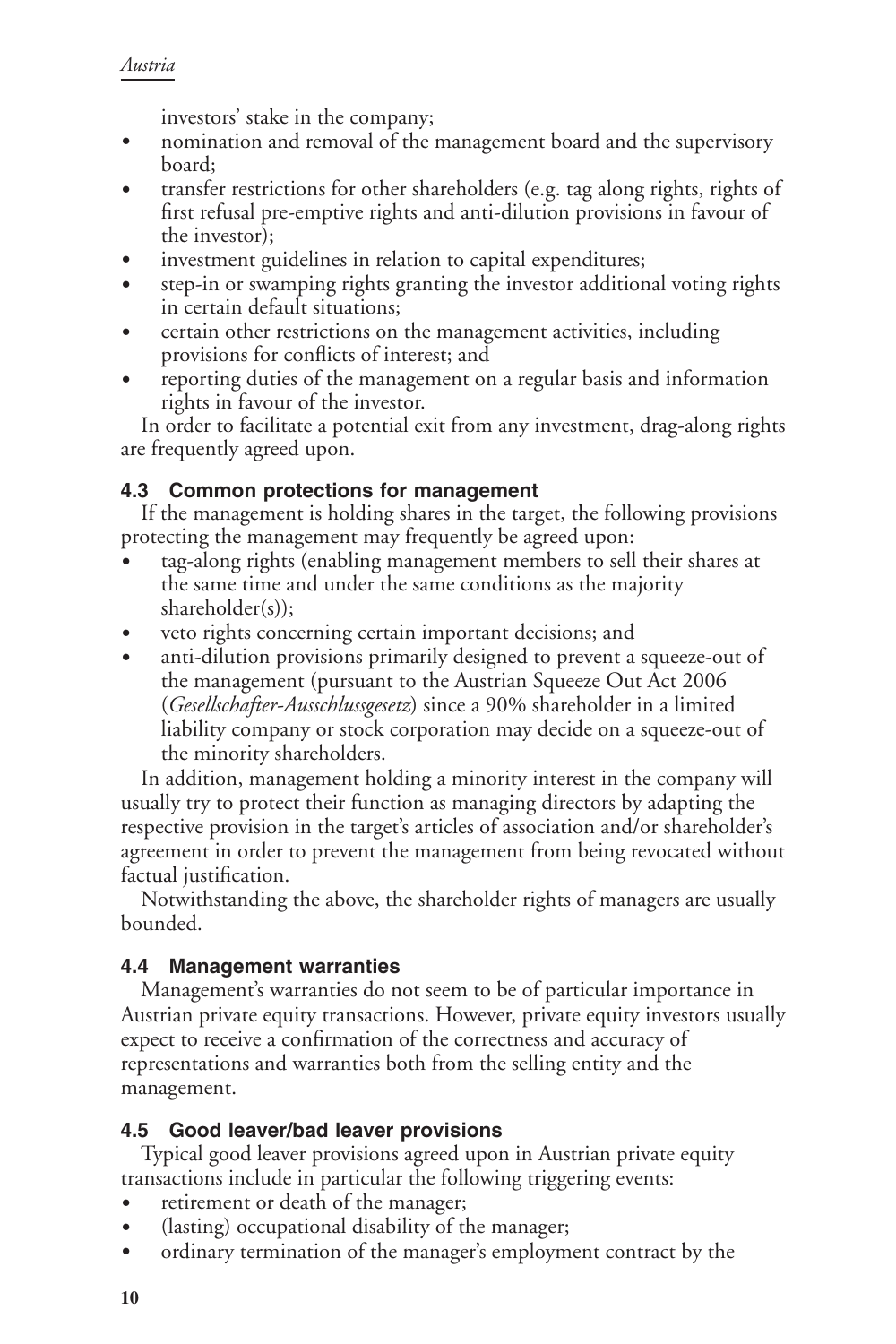investors' stake in the company;

- nomination and removal of the management board and the supervisory board;
- transfer restrictions for other shareholders (e.g. tag along rights, rights of first refusal pre-emptive rights and anti-dilution provisions in favour of the investor);
- investment guidelines in relation to capital expenditures;
- step-in or swamping rights granting the investor additional voting rights in certain default situations;
- certain other restrictions on the management activities, including provisions for conflicts of interest; and
- reporting duties of the management on a regular basis and information rights in favour of the investor.

In order to facilitate a potential exit from any investment, drag-along rights are frequently agreed upon.

### 4.3 Common protections for management

If the management is holding shares in the target, the following provisions protecting the management may frequently be agreed upon:

- tag-along rights (enabling management members to sell their shares at the same time and under the same conditions as the majority shareholder(s));
- veto rights concerning certain important decisions; and
- anti-dilution provisions primarily designed to prevent a squeeze-out of the management (pursuant to the Austrian Squeeze Out Act 2006 (*Gesellschafter-Ausschlussgesetz*) since a 90% shareholder in a limited liability company or stock corporation may decide on a squeeze-out of the minority shareholders.

In addition, management holding a minority interest in the company will usually try to protect their function as managing directors by adapting the respective provision in the target's articles of association and/or shareholder's agreement in order to prevent the management from being revocated without factual justification.

Notwithstanding the above, the shareholder rights of managers are usually bounded.

### 4.4 Management warranties

Management's warranties do not seem to be of particular importance in Austrian private equity transactions. However, private equity investors usually expect to receive a confirmation of the correctness and accuracy of representations and warranties both from the selling entity and the management.

### 4.5 Good leaver/bad leaver provisions

Typical good leaver provisions agreed upon in Austrian private equity transactions include in particular the following triggering events:

- retirement or death of the manager;
- (lasting) occupational disability of the manager;
- ordinary termination of the manager's employment contract by the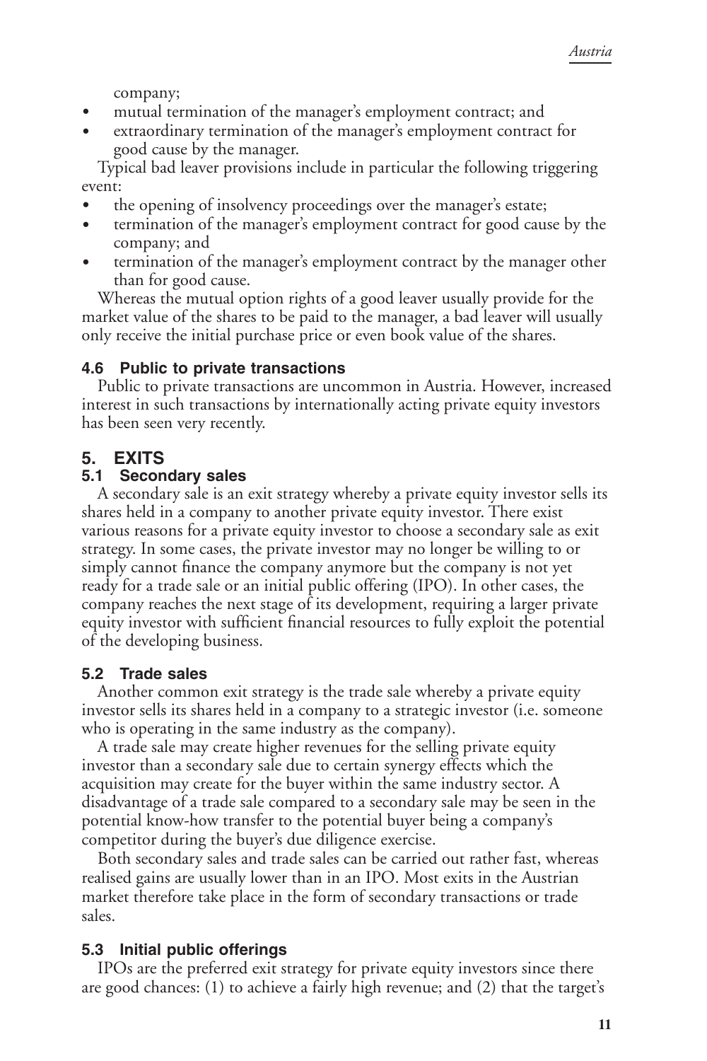company;

- mutual termination of the manager's employment contract; and
- extraordinary termination of the manager's employment contract for good cause by the manager.

Typical bad leaver provisions include in particular the following triggering event:

- the opening of insolvency proceedings over the manager's estate;
- termination of the manager's employment contract for good cause by the company; and
- termination of the manager's employment contract by the manager other than for good cause.

Whereas the mutual option rights of a good leaver usually provide for the market value of the shares to be paid to the manager, a bad leaver will usually only receive the initial purchase price or even book value of the shares.

### 4.6 Public to private transactions

Public to private transactions are uncommon in Austria. However, increased interest in such transactions by internationally acting private equity investors has been seen very recently.

## 5. EXITS

### 5.1 Secondary sales

A secondary sale is an exit strategy whereby a private equity investor sells its shares held in a company to another private equity investor. There exist various reasons for a private equity investor to choose a secondary sale as exit strategy. In some cases, the private investor may no longer be willing to or simply cannot finance the company anymore but the company is not yet ready for a trade sale or an initial public offering (IPO). In other cases, the company reaches the next stage of its development, requiring a larger private equity investor with sufficient financial resources to fully exploit the potential of the developing business.

### 5.2 Trade sales

Another common exit strategy is the trade sale whereby a private equity investor sells its shares held in a company to a strategic investor (i.e. someone who is operating in the same industry as the company).

A trade sale may create higher revenues for the selling private equity investor than a secondary sale due to certain synergy effects which the acquisition may create for the buyer within the same industry sector. A disadvantage of a trade sale compared to a secondary sale may be seen in the potential know-how transfer to the potential buyer being a company's competitor during the buyer's due diligence exercise.

Both secondary sales and trade sales can be carried out rather fast, whereas realised gains are usually lower than in an IPO. Most exits in the Austrian market therefore take place in the form of secondary transactions or trade sales.

### 5.3 Initial public offerings

IPOs are the preferred exit strategy for private equity investors since there are good chances: (1) to achieve a fairly high revenue; and (2) that the target's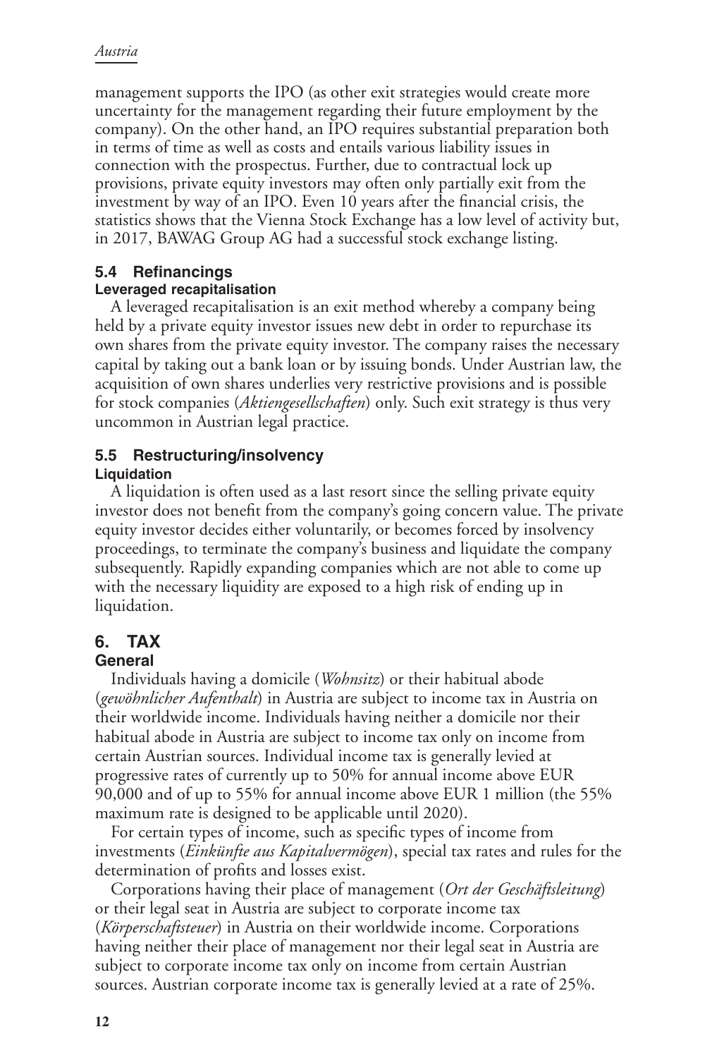management supports the IPO (as other exit strategies would create more uncertainty for the management regarding their future employment by the company). On the other hand, an IPO requires substantial preparation both in terms of time as well as costs and entails various liability issues in connection with the prospectus. Further, due to contractual lock up provisions, private equity investors may often only partially exit from the investment by way of an IPO. Even 10 years after the financial crisis, the statistics shows that the Vienna Stock Exchange has a low level of activity but, in 2017, BAWAG Group AG had a successful stock exchange listing.

### 5.4 Refinancings

#### Leveraged recapitalisation

A leveraged recapitalisation is an exit method whereby a company being held by a private equity investor issues new debt in order to repurchase its own shares from the private equity investor. The company raises the necessary capital by taking out a bank loan or by issuing bonds. Under Austrian law, the acquisition of own shares underlies very restrictive provisions and is possible for stock companies (*Aktiengesellschaften*) only. Such exit strategy is thus very uncommon in Austrian legal practice.

### 5.5 Restructuring/insolvency

#### Liquidation

A liquidation is often used as a last resort since the selling private equity investor does not benefit from the company's going concern value. The private equity investor decides either voluntarily, or becomes forced by insolvency proceedings, to terminate the company's business and liquidate the company subsequently. Rapidly expanding companies which are not able to come up with the necessary liquidity are exposed to a high risk of ending up in liquidation.

## 6. TAX

#### General

Individuals having a domicile (*Wohnsitz*) or their habitual abode (*gewöhnlicher Aufenthalt*) in Austria are subject to income tax in Austria on their worldwide income. Individuals having neither a domicile nor their habitual abode in Austria are subject to income tax only on income from certain Austrian sources. Individual income tax is generally levied at progressive rates of currently up to 50% for annual income above EUR 90,000 and of up to 55% for annual income above EUR 1 million (the 55% maximum rate is designed to be applicable until 2020).

For certain types of income, such as specific types of income from investments (*Einkünfte aus Kapitalvermögen*), special tax rates and rules for the determination of profits and losses exist.

Corporations having their place of management (*Ort der Geschäftsleitung*) or their legal seat in Austria are subject to corporate income tax (*Körperschaftsteuer*) in Austria on their worldwide income. Corporations having neither their place of management nor their legal seat in Austria are subject to corporate income tax only on income from certain Austrian sources. Austrian corporate income tax is generally levied at a rate of 25%.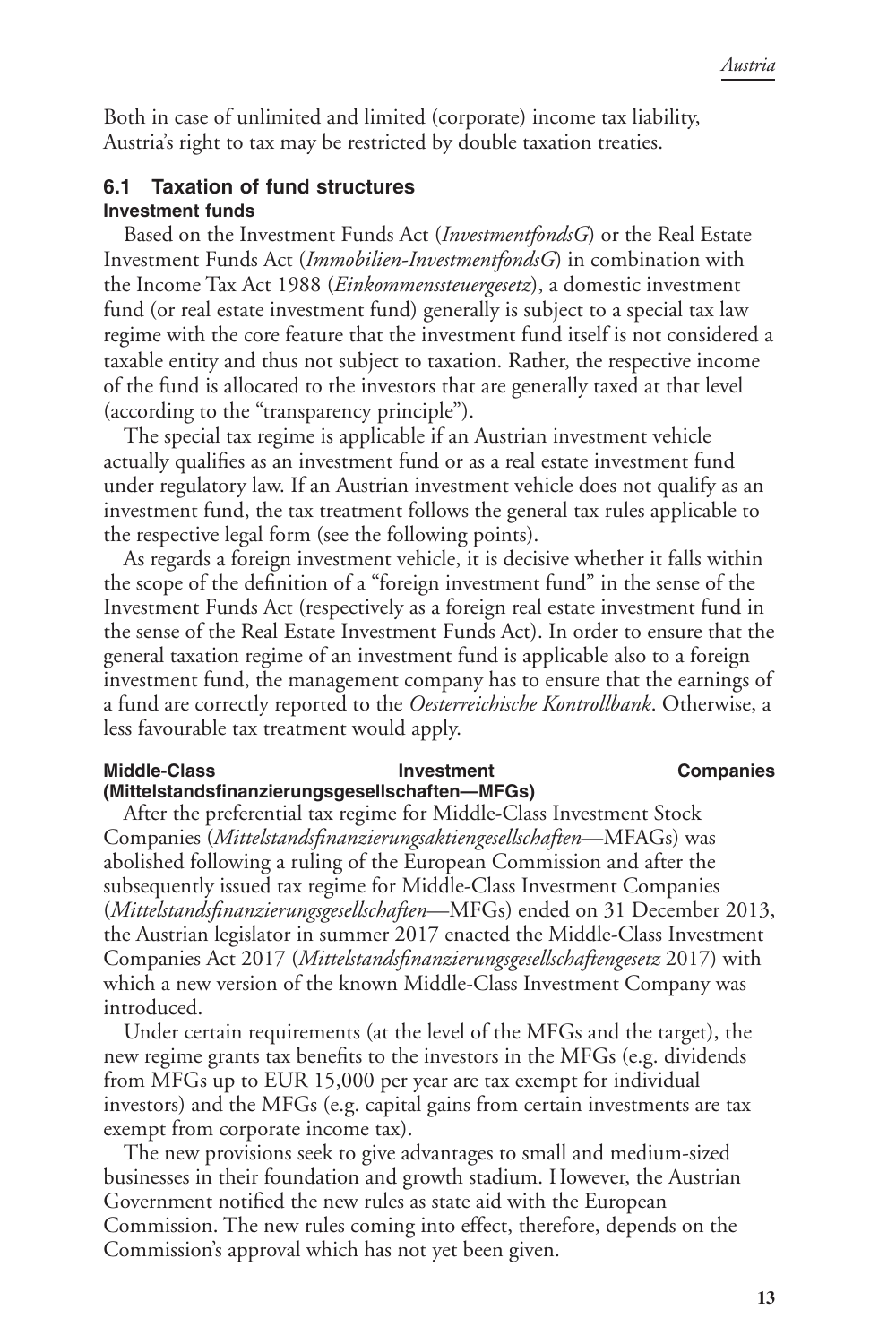Both in case of unlimited and limited (corporate) income tax liability, Austria's right to tax may be restricted by double taxation treaties.

### 6.1 Taxation of fund structures

#### Investment funds

Based on the Investment Funds Act (*InvestmentfondsG*) or the Real Estate Investment Funds Act (*Immobilien-InvestmentfondsG*) in combination with the Income Tax Act 1988 (*Einkommenssteuergesetz*), a domestic investment fund (or real estate investment fund) generally is subject to a special tax law regime with the core feature that the investment fund itself is not considered a taxable entity and thus not subject to taxation. Rather, the respective income of the fund is allocated to the investors that are generally taxed at that level (according to the "transparency principle").

The special tax regime is applicable if an Austrian investment vehicle actually qualifies as an investment fund or as a real estate investment fund under regulatory law. If an Austrian investment vehicle does not qualify as an investment fund, the tax treatment follows the general tax rules applicable to the respective legal form (see the following points).

As regards a foreign investment vehicle, it is decisive whether it falls within the scope of the definition of a "foreign investment fund" in the sense of the Investment Funds Act (respectively as a foreign real estate investment fund in the sense of the Real Estate Investment Funds Act). In order to ensure that the general taxation regime of an investment fund is applicable also to a foreign investment fund, the management company has to ensure that the earnings of a fund are correctly reported to the *Oesterreichische Kontrollbank*. Otherwise, a less favourable tax treatment would apply.

#### Middle-Class Investment Companies (Mittelstandsfinanzierungsgesellschaften—MFGs)

After the preferential tax regime for Middle-Class Investment Stock Companies (*Mittelstandsfinanzierungsaktiengesellschaften*—MFAGs) was abolished following a ruling of the European Commission and after the subsequently issued tax regime for Middle-Class Investment Companies (*Mittelstandsfinanzierungsgesellschaften*—MFGs) ended on 31 December 2013, the Austrian legislator in summer 2017 enacted the Middle-Class Investment Companies Act 2017 (*Mittelstandsfinanzierungsgesellschaftengesetz* 2017) with which a new version of the known Middle-Class Investment Company was introduced.

Under certain requirements (at the level of the MFGs and the target), the new regime grants tax benefits to the investors in the MFGs (e.g. dividends from MFGs up to EUR 15,000 per year are tax exempt for individual investors) and the MFGs (e.g. capital gains from certain investments are tax exempt from corporate income tax).

The new provisions seek to give advantages to small and medium-sized businesses in their foundation and growth stadium. However, the Austrian Government notified the new rules as state aid with the European Commission. The new rules coming into effect, therefore, depends on the Commission's approval which has not yet been given.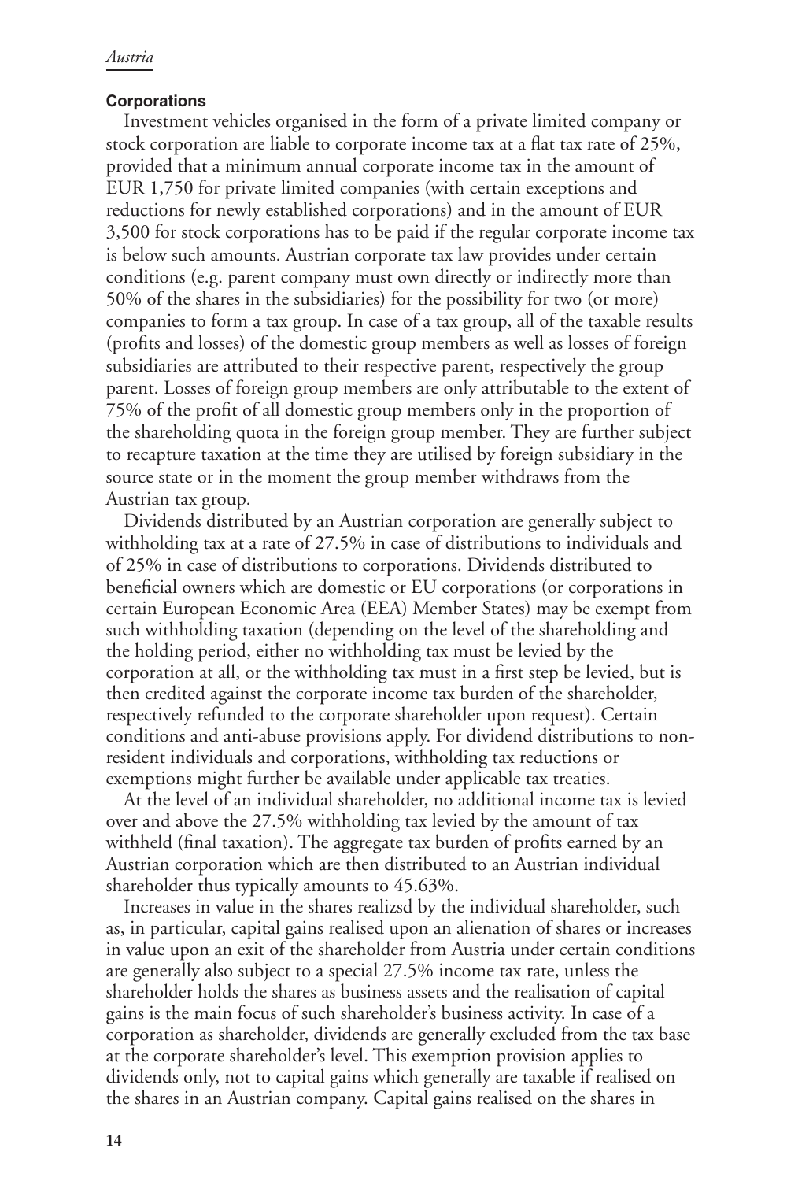### Corporations

Investment vehicles organised in the form of a private limited company or stock corporation are liable to corporate income tax at a flat tax rate of 25%, provided that a minimum annual corporate income tax in the amount of EUR 1,750 for private limited companies (with certain exceptions and reductions for newly established corporations) and in the amount of EUR 3,500 for stock corporations has to be paid if the regular corporate income tax is below such amounts. Austrian corporate tax law provides under certain conditions (e.g. parent company must own directly or indirectly more than 50% of the shares in the subsidiaries) for the possibility for two (or more) companies to form a tax group. In case of a tax group, all of the taxable results (profits and losses) of the domestic group members as well as losses of foreign subsidiaries are attributed to their respective parent, respectively the group parent. Losses of foreign group members are only attributable to the extent of 75% of the profit of all domestic group members only in the proportion of the shareholding quota in the foreign group member. They are further subject to recapture taxation at the time they are utilised by foreign subsidiary in the source state or in the moment the group member withdraws from the Austrian tax group.

Dividends distributed by an Austrian corporation are generally subject to withholding tax at a rate of 27.5% in case of distributions to individuals and of 25% in case of distributions to corporations. Dividends distributed to beneficial owners which are domestic or EU corporations (or corporations in certain European Economic Area (EEA) Member States) may be exempt from such withholding taxation (depending on the level of the shareholding and the holding period, either no withholding tax must be levied by the corporation at all, or the withholding tax must in a first step be levied, but is then credited against the corporate income tax burden of the shareholder, respectively refunded to the corporate shareholder upon request). Certain conditions and anti-abuse provisions apply. For dividend distributions to non-resident individuals and corporations, withholding tax reductions or exemptions might further be available under applicable tax treaties.

At the level of an individual shareholder, no additional income tax is levied over and above the 27.5% withholding tax levied by the amount of tax withheld (final taxation). The aggregate tax burden of profits earned by an Austrian corporation which are then distributed to an Austrian individual shareholder thus typically amounts to 45.63%.

Increases in value in the shares realizsd by the individual shareholder, such as, in particular, capital gains realised upon an alienation of shares or increases in value upon an exit of the shareholder from Austria under certain conditions are generally also subject to a special 27.5% income tax rate, unless the shareholder holds the shares as business assets and the realisation of capital gains is the main focus of such shareholder's business activity. In case of a corporation as shareholder, dividends are generally excluded from the tax base at the corporate shareholder's level. This exemption provision applies to dividends only, not to capital gains which generally are taxable if realised on the shares in an Austrian company. Capital gains realised on the shares in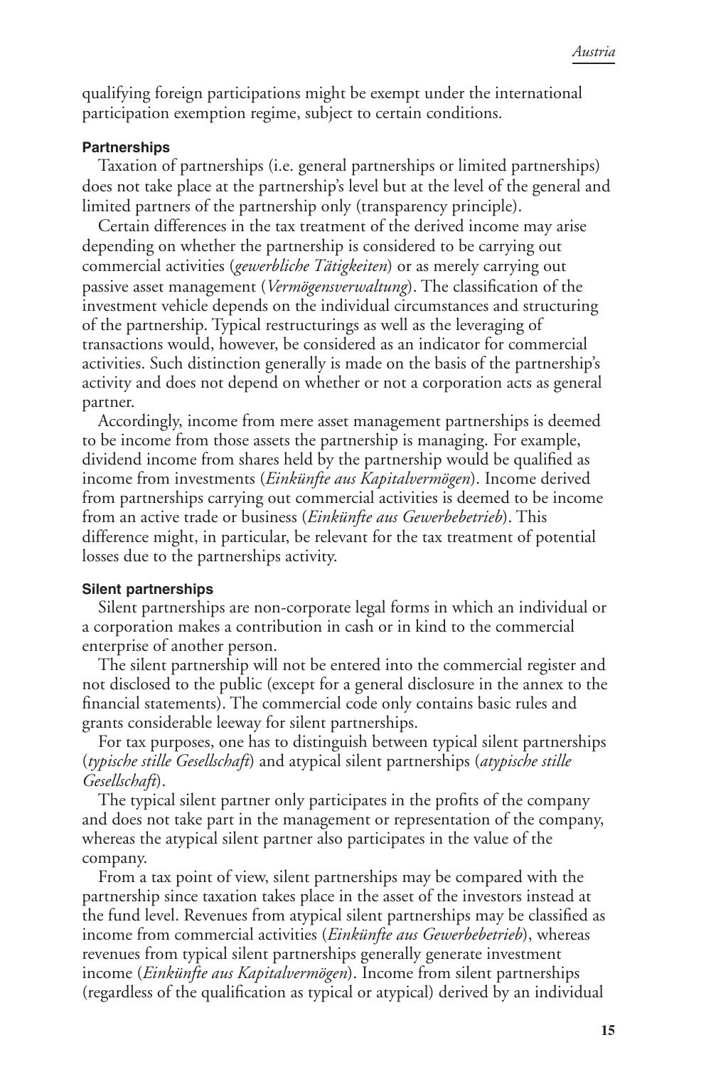qualifying foreign participations might be exempt under the international participation exemption regime, subject to certain conditions.

### Partnerships

Taxation of partnerships (i.e. general partnerships or limited partnerships) does not take place at the partnership's level but at the level of the general and limited partners of the partnership only (transparency principle).

Certain differences in the tax treatment of the derived income may arise depending on whether the partnership is considered to be carrying out commercial activities (*gewerbliche Tätigkeiten*) or as merely carrying out passive asset management (*Vermögensverwaltung*). The classification of the investment vehicle depends on the individual circumstances and structuring of the partnership. Typical restructurings as well as the leveraging of transactions would, however, be considered as an indicator for commercial activities. Such distinction generally is made on the basis of the partnership's activity and does not depend on whether or not a corporation acts as general partner.

Accordingly, income from mere asset management partnerships is deemed to be income from those assets the partnership is managing. For example, dividend income from shares held by the partnership would be qualified as income from investments (*Einkünfte aus Kapitalvermögen*). Income derived from partnerships carrying out commercial activities is deemed to be income from an active trade or business (*Einkünfte aus Gewerbebetrieb*). This difference might, in particular, be relevant for the tax treatment of potential losses due to the partnerships activity.

### Silent partnerships

Silent partnerships are non-corporate legal forms in which an individual or a corporation makes a contribution in cash or in kind to the commercial enterprise of another person.

The silent partnership will not be entered into the commercial register and not disclosed to the public (except for a general disclosure in the annex to the financial statements). The commercial code only contains basic rules and grants considerable leeway for silent partnerships.

For tax purposes, one has to distinguish between typical silent partnerships (*typische stille Gesellschaft*) and atypical silent partnerships (*atypische stille Gesellschaft*).

The typical silent partner only participates in the profits of the company and does not take part in the management or representation of the company, whereas the atypical silent partner also participates in the value of the company.

From a tax point of view, silent partnerships may be compared with the partnership since taxation takes place in the asset of the investors instead at the fund level. Revenues from atypical silent partnerships may be classified as income from commercial activities (*Einkünfte aus Gewerbebetrieb*), whereas revenues from typical silent partnerships generally generate investment income (*Einkünfte aus Kapitalvermögen*). Income from silent partnerships (regardless of the qualification as typical or atypical) derived by an individual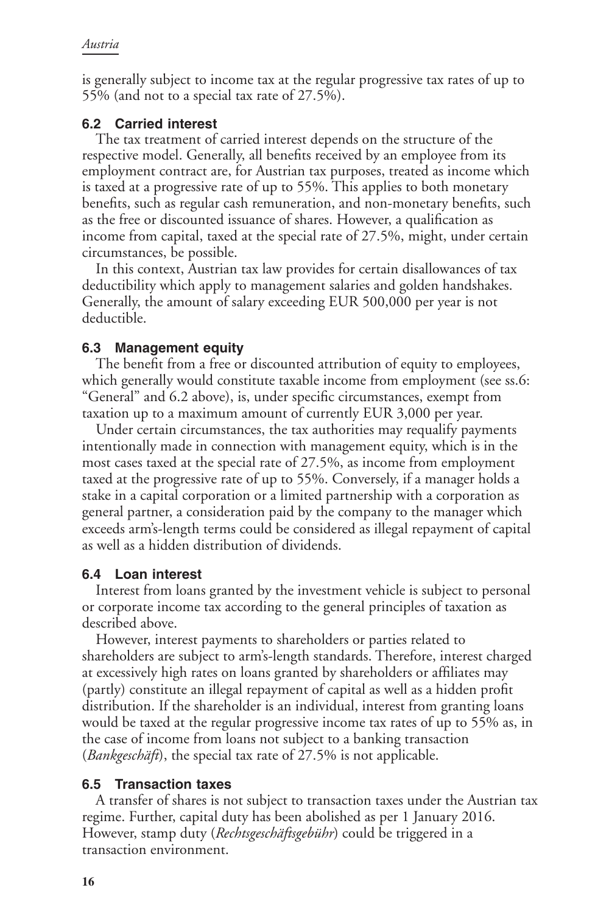is generally subject to income tax at the regular progressive tax rates of up to 55% (and not to a special tax rate of 27.5%).

### 6.2 Carried interest

The tax treatment of carried interest depends on the structure of the respective model. Generally, all benefits received by an employee from its employment contract are, for Austrian tax purposes, treated as income which is taxed at a progressive rate of up to 55%. This applies to both monetary benefits, such as regular cash remuneration, and non-monetary benefits, such as the free or discounted issuance of shares. However, a qualification as income from capital, taxed at the special rate of 27.5%, might, under certain circumstances, be possible.

In this context, Austrian tax law provides for certain disallowances of tax deductibility which apply to management salaries and golden handshakes. Generally, the amount of salary exceeding EUR 500,000 per year is not deductible.

### 6.3 Management equity

The benefit from a free or discounted attribution of equity to employees, which generally would constitute taxable income from employment (see ss.6: "General" and 6.2 above), is, under specific circumstances, exempt from taxation up to a maximum amount of currently EUR 3,000 per year.

Under certain circumstances, the tax authorities may requalify payments intentionally made in connection with management equity, which is in the most cases taxed at the special rate of 27.5%, as income from employment taxed at the progressive rate of up to 55%. Conversely, if a manager holds a stake in a capital corporation or a limited partnership with a corporation as general partner, a consideration paid by the company to the manager which exceeds arm's-length terms could be considered as illegal repayment of capital as well as a hidden distribution of dividends.

### 6.4 Loan interest

Interest from loans granted by the investment vehicle is subject to personal or corporate income tax according to the general principles of taxation as described above.

However, interest payments to shareholders or parties related to shareholders are subject to arm's-length standards. Therefore, interest charged at excessively high rates on loans granted by shareholders or affiliates may (partly) constitute an illegal repayment of capital as well as a hidden profit distribution. If the shareholder is an individual, interest from granting loans would be taxed at the regular progressive income tax rates of up to 55% as, in the case of income from loans not subject to a banking transaction (*Bankgeschäft*), the special tax rate of 27.5% is not applicable.

### 6.5 Transaction taxes

A transfer of shares is not subject to transaction taxes under the Austrian tax regime. Further, capital duty has been abolished as per 1 January 2016. However, stamp duty (*Rechtsgeschäftsgebühr*) could be triggered in a transaction environment.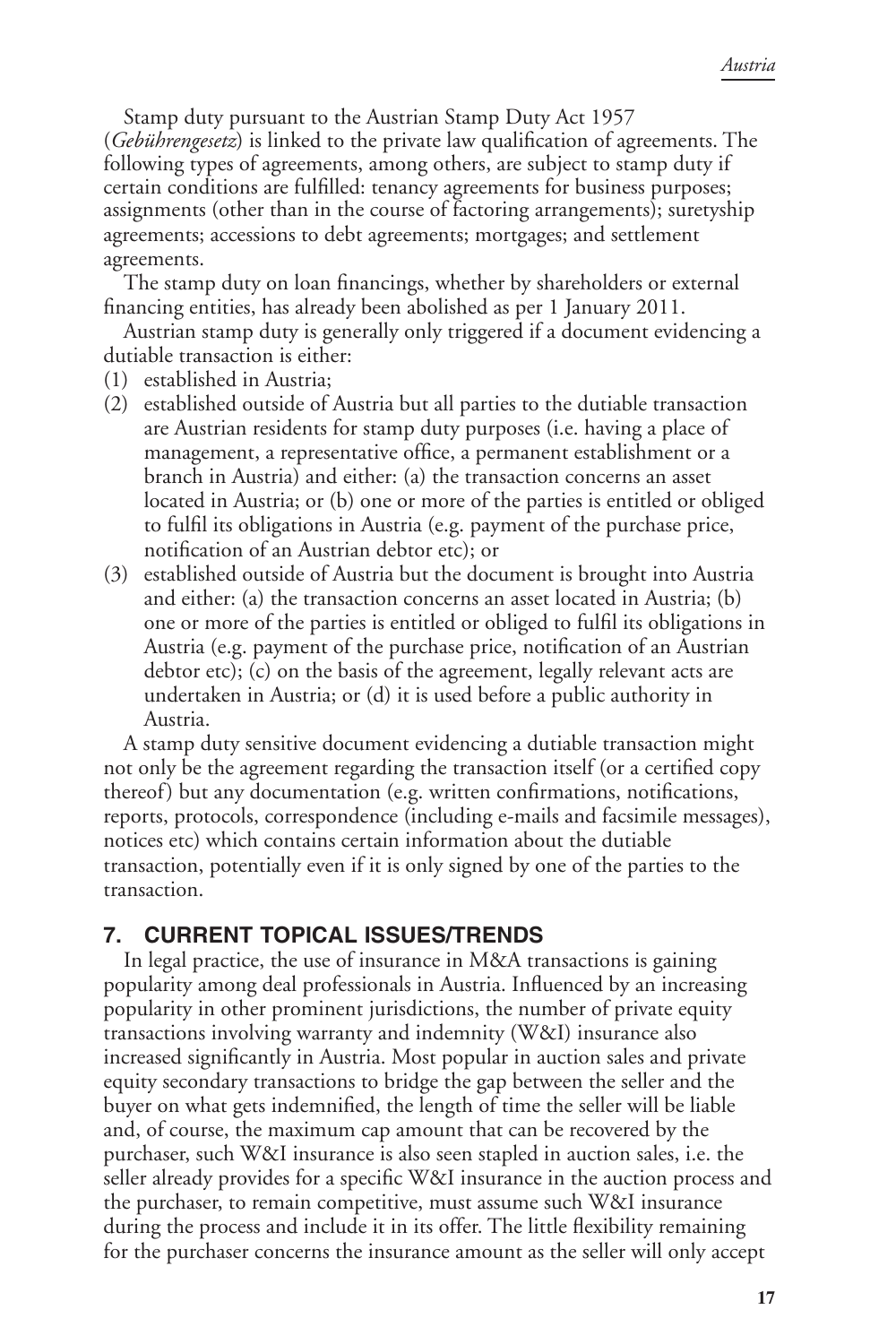Stamp duty pursuant to the Austrian Stamp Duty Act 1957 (*Gebührengesetz*) is linked to the private law qualification of agreements. The following types of agreements, among others, are subject to stamp duty if certain conditions are fulfilled: tenancy agreements for business purposes; assignments (other than in the course of factoring arrangements); suretyship agreements; accessions to debt agreements; mortgages; and settlement agreements.

The stamp duty on loan financings, whether by shareholders or external financing entities, has already been abolished as per 1 January 2011.

Austrian stamp duty is generally only triggered if a document evidencing a dutiable transaction is either:

(1) established in Austria;

(2) established outside of Austria but all parties to the dutiable transaction are Austrian residents for stamp duty purposes (i.e. having a place of management, a representative office, a permanent establishment or a branch in Austria) and either: (a) the transaction concerns an asset located in Austria; or (b) one or more of the parties is entitled or obliged to fulfil its obligations in Austria (e.g. payment of the purchase price, notification of an Austrian debtor etc); or

(3) established outside of Austria but the document is brought into Austria and either: (a) the transaction concerns an asset located in Austria; (b) one or more of the parties is entitled or obliged to fulfil its obligations in Austria (e.g. payment of the purchase price, notification of an Austrian debtor etc); (c) on the basis of the agreement, legally relevant acts are undertaken in Austria; or (d) it is used before a public authority in Austria.

A stamp duty sensitive document evidencing a dutiable transaction might not only be the agreement regarding the transaction itself (or a certified copy thereof) but any documentation (e.g. written confirmations, notifications, reports, protocols, correspondence (including e-mails and facsimile messages), notices etc) which contains certain information about the dutiable transaction, potentially even if it is only signed by one of the parties to the transaction.

## 7. CURRENT TOPICAL ISSUES/TRENDS

In legal practice, the use of insurance in M&A transactions is gaining popularity among deal professionals in Austria. Influenced by an increasing popularity in other prominent jurisdictions, the number of private equity transactions involving warranty and indemnity (W&I) insurance also increased significantly in Austria. Most popular in auction sales and private equity secondary transactions to bridge the gap between the seller and the buyer on what gets indemnified, the length of time the seller will be liable and, of course, the maximum cap amount that can be recovered by the purchaser, such W&I insurance is also seen stapled in auction sales, i.e. the seller already provides for a specific W&I insurance in the auction process and the purchaser, to remain competitive, must assume such W&I insurance during the process and include it in its offer. The little flexibility remaining for the purchaser concerns the insurance amount as the seller will only accept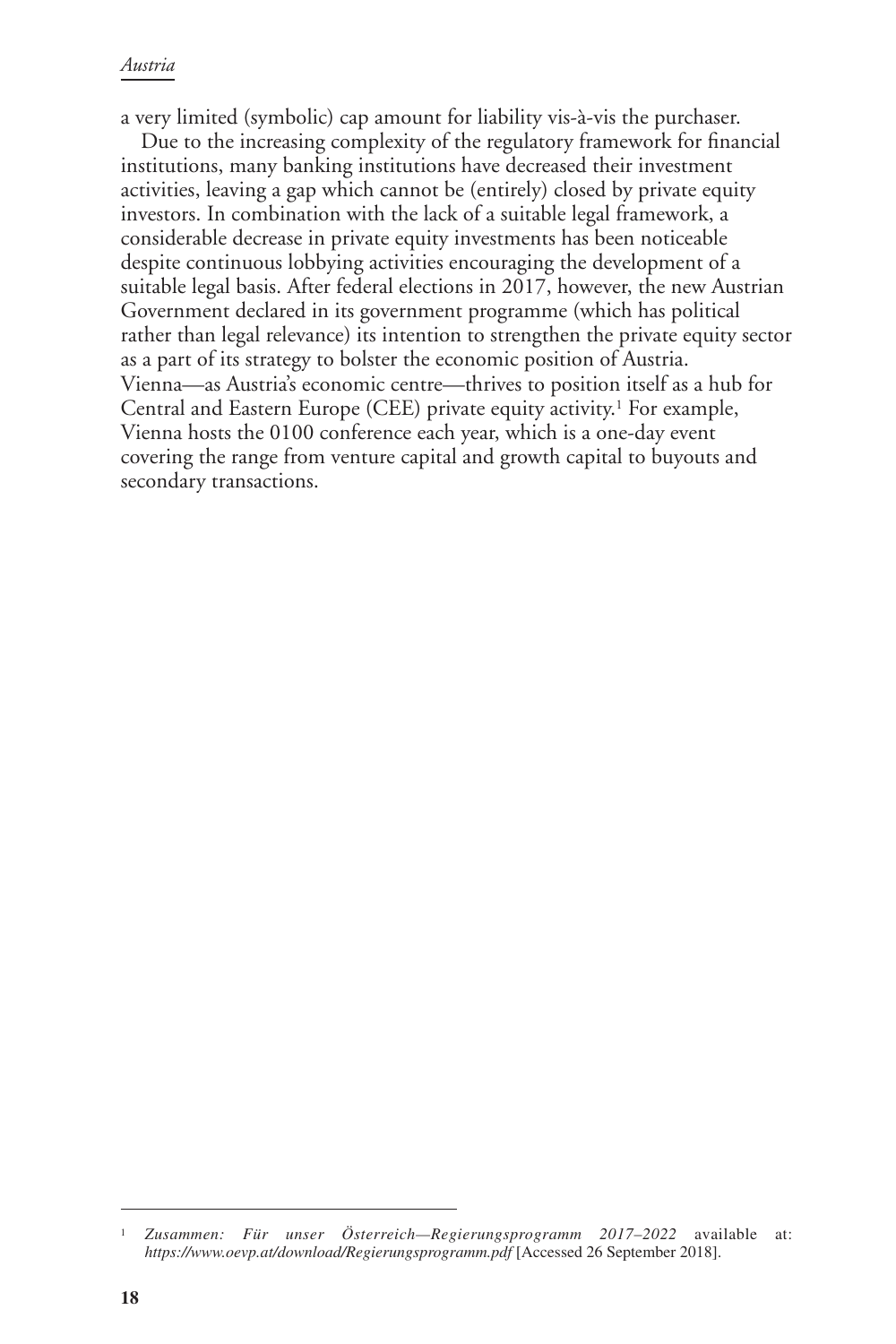a very limited (symbolic) cap amount for liability vis-à-vis the purchaser.

Due to the increasing complexity of the regulatory framework for financial institutions, many banking institutions have decreased their investment activities, leaving a gap which cannot be (entirely) closed by private equity investors. In combination with the lack of a suitable legal framework, a considerable decrease in private equity investments has been noticeable despite continuous lobbying activities encouraging the development of a suitable legal basis. After federal elections in 2017, however, the new Austrian Government declared in its government programme (which has political rather than legal relevance) its intention to strengthen the private equity sector as a part of its strategy to bolster the economic position of Austria. Vienna—as Austria's economic centre—thrives to position itself as a hub for Central and Eastern Europe (CEE) private equity activity.[1] For example, Vienna hosts the 0100 conference each year, which is a one-day event covering the range from venture capital and growth capital to buyouts and secondary transactions.

---

[1] *Zusammen: Für unser Österreich—Regierungsprogramm 2017–2022* available at: *https://www.oevp.at/download/Regierungsprogramm.pdf* [Accessed 26 September 2018].